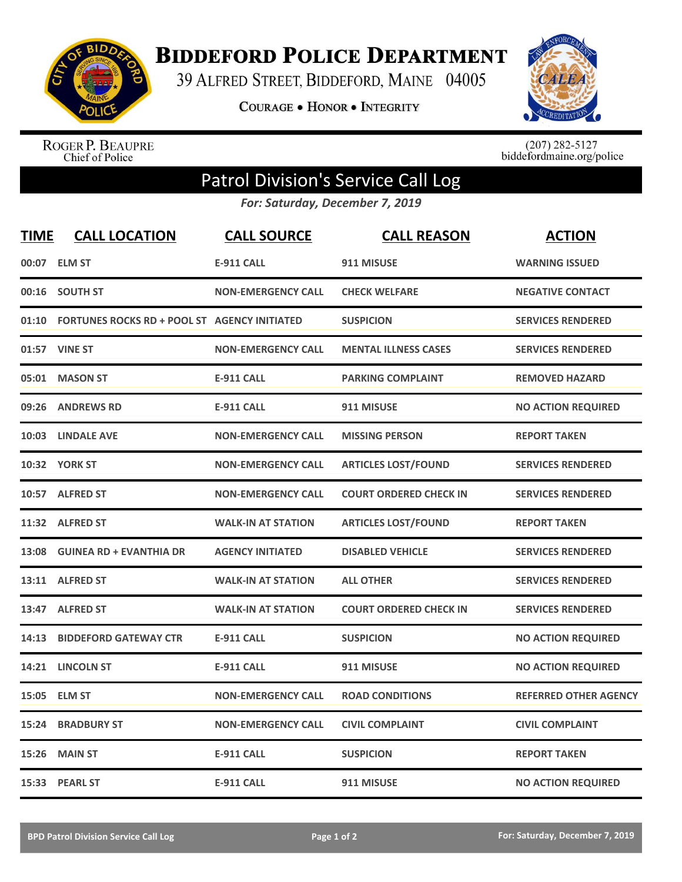# Biddeford Police Department

39 Alfred Street, Biddeford, Maine 04005

**Courage • Honor • Integrity**

Roger P. Beaupre
Chief of Police

(207) 282-5127
biddefordmaine.org/police

## Patrol Division's Service Call Log

*For: Saturday, December 7, 2019*

| TIME | CALL LOCATION | CALL SOURCE | CALL REASON | ACTION |
|---|---|---|---|---|
| 00:07 | ELM ST | E-911 CALL | 911 MISUSE | WARNING ISSUED |
| 00:16 | SOUTH ST | NON-EMERGENCY CALL | CHECK WELFARE | NEGATIVE CONTACT |
| 01:10 | FORTUNES ROCKS RD + POOL ST | AGENCY INITIATED | SUSPICION | SERVICES RENDERED |
| 01:57 | VINE ST | NON-EMERGENCY CALL | MENTAL ILLNESS CASES | SERVICES RENDERED |
| 05:01 | MASON ST | E-911 CALL | PARKING COMPLAINT | REMOVED HAZARD |
| 09:26 | ANDREWS RD | E-911 CALL | 911 MISUSE | NO ACTION REQUIRED |
| 10:03 | LINDALE AVE | NON-EMERGENCY CALL | MISSING PERSON | REPORT TAKEN |
| 10:32 | YORK ST | NON-EMERGENCY CALL | ARTICLES LOST/FOUND | SERVICES RENDERED |
| 10:57 | ALFRED ST | NON-EMERGENCY CALL | COURT ORDERED CHECK IN | SERVICES RENDERED |
| 11:32 | ALFRED ST | WALK-IN AT STATION | ARTICLES LOST/FOUND | REPORT TAKEN |
| 13:08 | GUINEA RD + EVANTHIA DR | AGENCY INITIATED | DISABLED VEHICLE | SERVICES RENDERED |
| 13:11 | ALFRED ST | WALK-IN AT STATION | ALL OTHER | SERVICES RENDERED |
| 13:47 | ALFRED ST | WALK-IN AT STATION | COURT ORDERED CHECK IN | SERVICES RENDERED |
| 14:13 | BIDDEFORD GATEWAY CTR | E-911 CALL | SUSPICION | NO ACTION REQUIRED |
| 14:21 | LINCOLN ST | E-911 CALL | 911 MISUSE | NO ACTION REQUIRED |
| 15:05 | ELM ST | NON-EMERGENCY CALL | ROAD CONDITIONS | REFERRED OTHER AGENCY |
| 15:24 | BRADBURY ST | NON-EMERGENCY CALL | CIVIL COMPLAINT | CIVIL COMPLAINT |
| 15:26 | MAIN ST | E-911 CALL | SUSPICION | REPORT TAKEN |
| 15:33 | PEARL ST | E-911 CALL | 911 MISUSE | NO ACTION REQUIRED |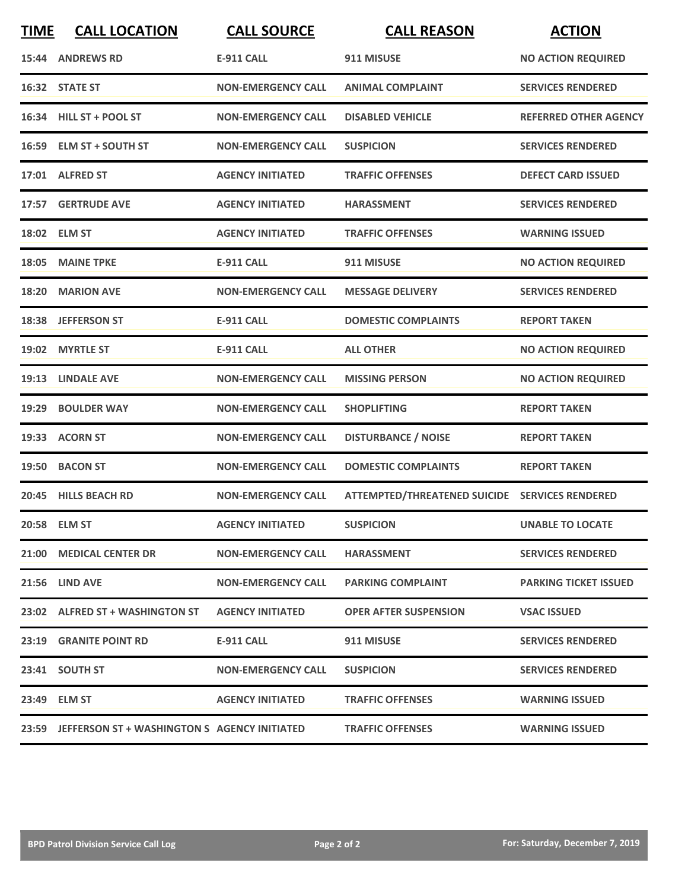| TIME | CALL LOCATION | CALL SOURCE | CALL REASON | ACTION |
|---|---|---|---|---|
| 15:44 | ANDREWS RD | E-911 CALL | 911 MISUSE | NO ACTION REQUIRED |
| 16:32 | STATE ST | NON-EMERGENCY CALL | ANIMAL COMPLAINT | SERVICES RENDERED |
| 16:34 | HILL ST + POOL ST | NON-EMERGENCY CALL | DISABLED VEHICLE | REFERRED OTHER AGENCY |
| 16:59 | ELM ST + SOUTH ST | NON-EMERGENCY CALL | SUSPICION | SERVICES RENDERED |
| 17:01 | ALFRED ST | AGENCY INITIATED | TRAFFIC OFFENSES | DEFECT CARD ISSUED |
| 17:57 | GERTRUDE AVE | AGENCY INITIATED | HARASSMENT | SERVICES RENDERED |
| 18:02 | ELM ST | AGENCY INITIATED | TRAFFIC OFFENSES | WARNING ISSUED |
| 18:05 | MAINE TPKE | E-911 CALL | 911 MISUSE | NO ACTION REQUIRED |
| 18:20 | MARION AVE | NON-EMERGENCY CALL | MESSAGE DELIVERY | SERVICES RENDERED |
| 18:38 | JEFFERSON ST | E-911 CALL | DOMESTIC COMPLAINTS | REPORT TAKEN |
| 19:02 | MYRTLE ST | E-911 CALL | ALL OTHER | NO ACTION REQUIRED |
| 19:13 | LINDALE AVE | NON-EMERGENCY CALL | MISSING PERSON | NO ACTION REQUIRED |
| 19:29 | BOULDER WAY | NON-EMERGENCY CALL | SHOPLIFTING | REPORT TAKEN |
| 19:33 | ACORN ST | NON-EMERGENCY CALL | DISTURBANCE / NOISE | REPORT TAKEN |
| 19:50 | BACON ST | NON-EMERGENCY CALL | DOMESTIC COMPLAINTS | REPORT TAKEN |
| 20:45 | HILLS BEACH RD | NON-EMERGENCY CALL | ATTEMPTED/THREATENED SUICIDE | SERVICES RENDERED |
| 20:58 | ELM ST | AGENCY INITIATED | SUSPICION | UNABLE TO LOCATE |
| 21:00 | MEDICAL CENTER DR | NON-EMERGENCY CALL | HARASSMENT | SERVICES RENDERED |
| 21:56 | LIND AVE | NON-EMERGENCY CALL | PARKING COMPLAINT | PARKING TICKET ISSUED |
| 23:02 | ALFRED ST + WASHINGTON ST | AGENCY INITIATED | OPER AFTER SUSPENSION | VSAC ISSUED |
| 23:19 | GRANITE POINT RD | E-911 CALL | 911 MISUSE | SERVICES RENDERED |
| 23:41 | SOUTH ST | NON-EMERGENCY CALL | SUSPICION | SERVICES RENDERED |
| 23:49 | ELM ST | AGENCY INITIATED | TRAFFIC OFFENSES | WARNING ISSUED |
| 23:59 | JEFFERSON ST + WASHINGTON S | AGENCY INITIATED | TRAFFIC OFFENSES | WARNING ISSUED |

BPD Patrol Division Service Call Log

For: Saturday, December 7, 2019